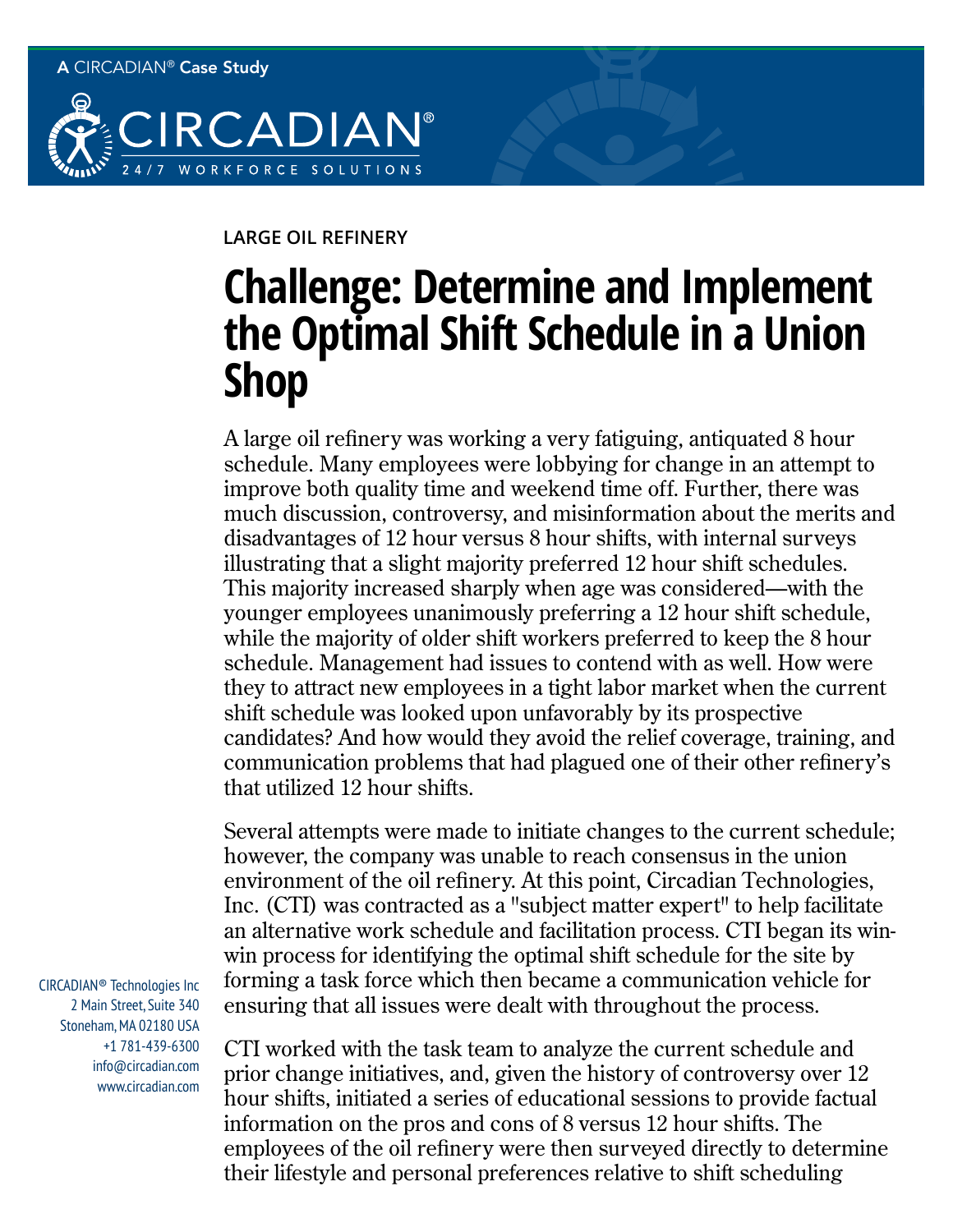A CIRCADIAN® Case Study

CIRCADIAN®
24/7 WORKFORCE SOLUTIONS

LARGE OIL REFINERY

# Challenge: Determine and Implement the Optimal Shift Schedule in a Union Shop

A large oil refinery was working a very fatiguing, antiquated 8 hour schedule. Many employees were lobbying for change in an attempt to improve both quality time and weekend time off. Further, there was much discussion, controversy, and misinformation about the merits and disadvantages of 12 hour versus 8 hour shifts, with internal surveys illustrating that a slight majority preferred 12 hour shift schedules. This majority increased sharply when age was considered—with the younger employees unanimously preferring a 12 hour shift schedule, while the majority of older shift workers preferred to keep the 8 hour schedule. Management had issues to contend with as well. How were they to attract new employees in a tight labor market when the current shift schedule was looked upon unfavorably by its prospective candidates? And how would they avoid the relief coverage, training, and communication problems that had plagued one of their other refinery's that utilized 12 hour shifts.

Several attempts were made to initiate changes to the current schedule; however, the company was unable to reach consensus in the union environment of the oil refinery. At this point, Circadian Technologies, Inc. (CTI) was contracted as a "subject matter expert" to help facilitate an alternative work schedule and facilitation process. CTI began its win-win process for identifying the optimal shift schedule for the site by forming a task force which then became a communication vehicle for ensuring that all issues were dealt with throughout the process.

CTI worked with the task team to analyze the current schedule and prior change initiatives, and, given the history of controversy over 12 hour shifts, initiated a series of educational sessions to provide factual information on the pros and cons of 8 versus 12 hour shifts. The employees of the oil refinery were then surveyed directly to determine their lifestyle and personal preferences relative to shift scheduling

CIRCADIAN® Technologies Inc
2 Main Street, Suite 340
Stoneham, MA 02180 USA
+1 781-439-6300
info@circadian.com
www.circadian.com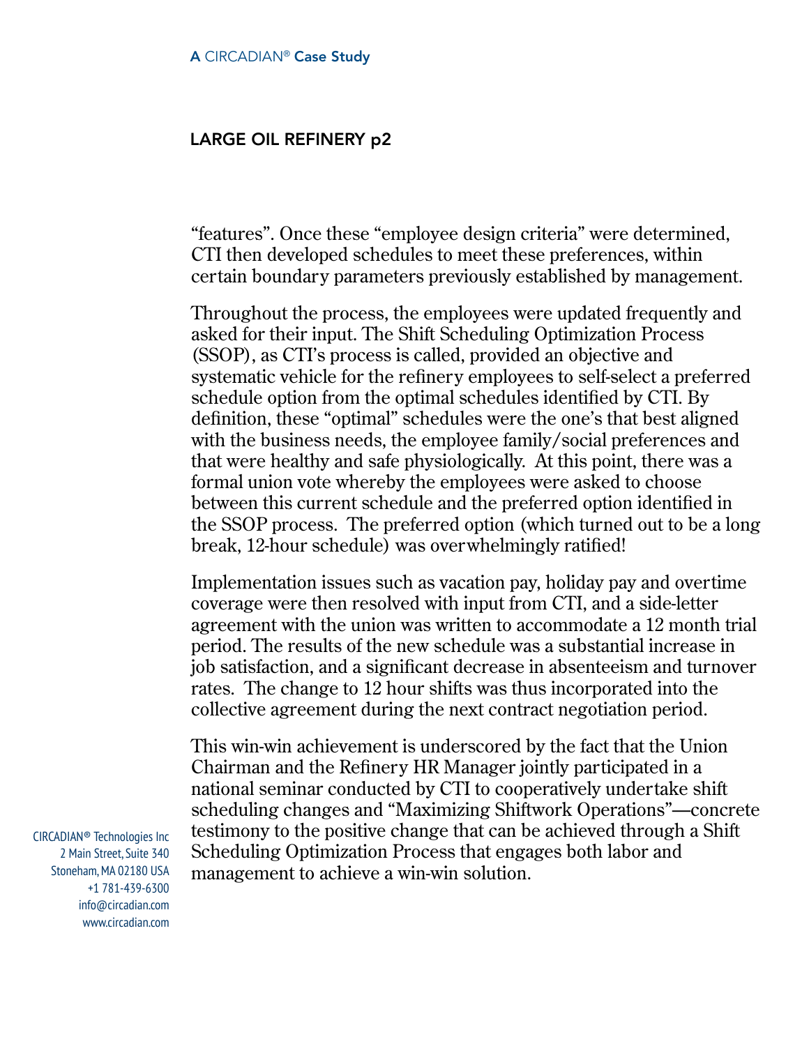"features". Once these "employee design criteria" were determined, CTI then developed schedules to meet these preferences, within certain boundary parameters previously established by management.

Throughout the process, the employees were updated frequently and asked for their input. The Shift Scheduling Optimization Process (SSOP), as CTI's process is called, provided an objective and systematic vehicle for the refinery employees to self-select a preferred schedule option from the optimal schedules identified by CTI. By definition, these "optimal" schedules were the one's that best aligned with the business needs, the employee family/social preferences and that were healthy and safe physiologically. At this point, there was a formal union vote whereby the employees were asked to choose between this current schedule and the preferred option identified in the SSOP process. The preferred option (which turned out to be a long break, 12-hour schedule) was overwhelmingly ratified!

Implementation issues such as vacation pay, holiday pay and overtime coverage were then resolved with input from CTI, and a side-letter agreement with the union was written to accommodate a 12 month trial period. The results of the new schedule was a substantial increase in job satisfaction, and a significant decrease in absenteeism and turnover rates. The change to 12 hour shifts was thus incorporated into the collective agreement during the next contract negotiation period.

This win-win achievement is underscored by the fact that the Union Chairman and the Refinery HR Manager jointly participated in a national seminar conducted by CTI to cooperatively undertake shift scheduling changes and "Maximizing Shiftwork Operations"—concrete testimony to the positive change that can be achieved through a Shift Scheduling Optimization Process that engages both labor and management to achieve a win-win solution.

CIRCADIAN® Technologies Inc
2 Main Street, Suite 340
Stoneham, MA 02180 USA
+1 781-439-6300
info@circadian.com
www.circadian.com